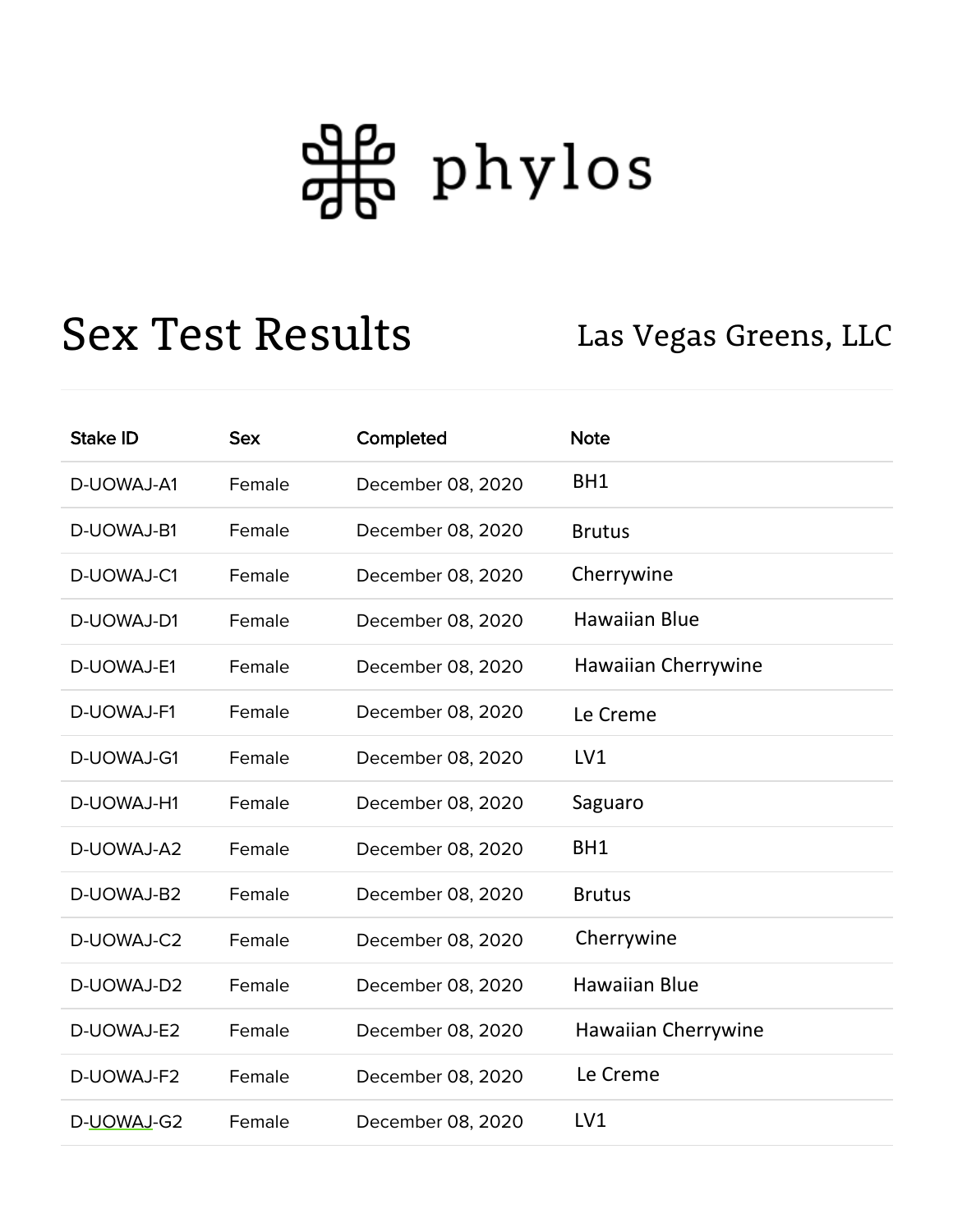phylos

# Sex Test Results

Las Vegas Greens, LLC

| Stake ID | Sex | Completed | Note |
| --- | --- | --- | --- |
| D-UOWAJ-A1 | Female | December 08, 2020 | BH1 |
| D-UOWAJ-B1 | Female | December 08, 2020 | Brutus |
| D-UOWAJ-C1 | Female | December 08, 2020 | Cherrywine |
| D-UOWAJ-D1 | Female | December 08, 2020 | Hawaiian Blue |
| D-UOWAJ-E1 | Female | December 08, 2020 | Hawaiian Cherrywine |
| D-UOWAJ-F1 | Female | December 08, 2020 | Le Creme |
| D-UOWAJ-G1 | Female | December 08, 2020 | LV1 |
| D-UOWAJ-H1 | Female | December 08, 2020 | Saguaro |
| D-UOWAJ-A2 | Female | December 08, 2020 | BH1 |
| D-UOWAJ-B2 | Female | December 08, 2020 | Brutus |
| D-UOWAJ-C2 | Female | December 08, 2020 | Cherrywine |
| D-UOWAJ-D2 | Female | December 08, 2020 | Hawaiian Blue |
| D-UOWAJ-E2 | Female | December 08, 2020 | Hawaiian Cherrywine |
| D-UOWAJ-F2 | Female | December 08, 2020 | Le Creme |
| D-UOWAJ-G2 | Female | December 08, 2020 | LV1 |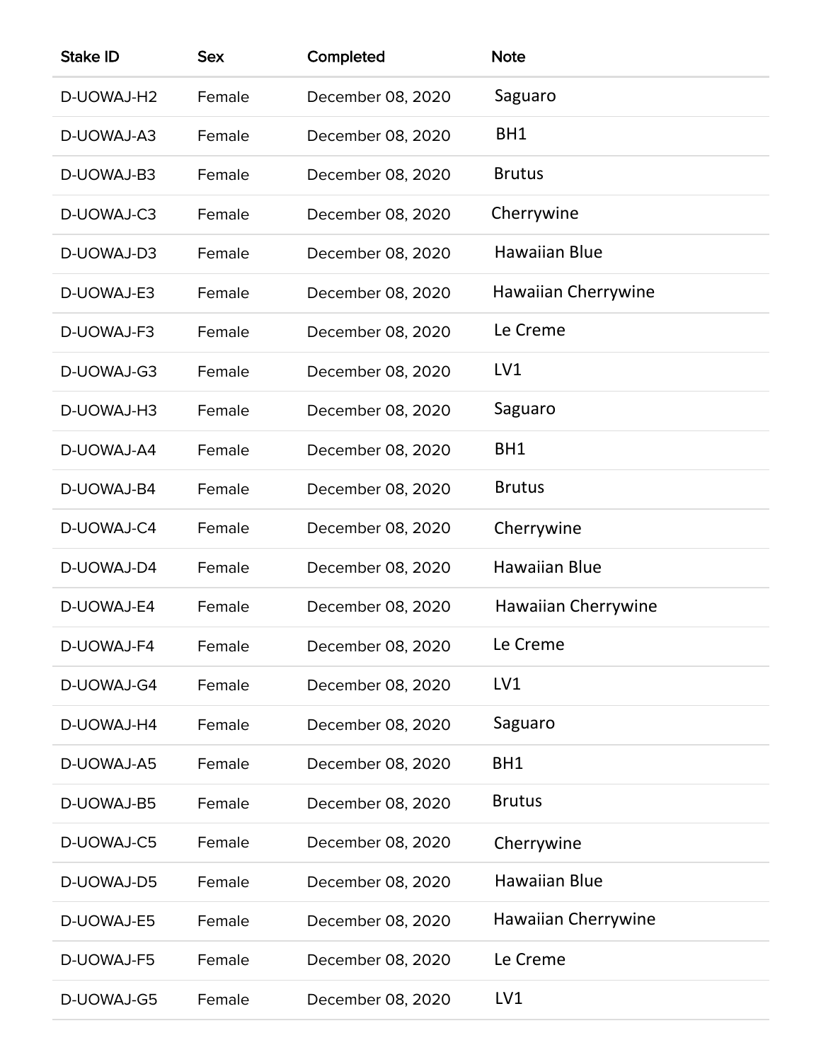| Stake ID | Sex | Completed | Note |
|---|---|---|---|
| D-UOWAJ-H2 | Female | December 08, 2020 | Saguaro |
| D-UOWAJ-A3 | Female | December 08, 2020 | BH1 |
| D-UOWAJ-B3 | Female | December 08, 2020 | Brutus |
| D-UOWAJ-C3 | Female | December 08, 2020 | Cherrywine |
| D-UOWAJ-D3 | Female | December 08, 2020 | Hawaiian Blue |
| D-UOWAJ-E3 | Female | December 08, 2020 | Hawaiian Cherrywine |
| D-UOWAJ-F3 | Female | December 08, 2020 | Le Creme |
| D-UOWAJ-G3 | Female | December 08, 2020 | LV1 |
| D-UOWAJ-H3 | Female | December 08, 2020 | Saguaro |
| D-UOWAJ-A4 | Female | December 08, 2020 | BH1 |
| D-UOWAJ-B4 | Female | December 08, 2020 | Brutus |
| D-UOWAJ-C4 | Female | December 08, 2020 | Cherrywine |
| D-UOWAJ-D4 | Female | December 08, 2020 | Hawaiian Blue |
| D-UOWAJ-E4 | Female | December 08, 2020 | Hawaiian Cherrywine |
| D-UOWAJ-F4 | Female | December 08, 2020 | Le Creme |
| D-UOWAJ-G4 | Female | December 08, 2020 | LV1 |
| D-UOWAJ-H4 | Female | December 08, 2020 | Saguaro |
| D-UOWAJ-A5 | Female | December 08, 2020 | BH1 |
| D-UOWAJ-B5 | Female | December 08, 2020 | Brutus |
| D-UOWAJ-C5 | Female | December 08, 2020 | Cherrywine |
| D-UOWAJ-D5 | Female | December 08, 2020 | Hawaiian Blue |
| D-UOWAJ-E5 | Female | December 08, 2020 | Hawaiian Cherrywine |
| D-UOWAJ-F5 | Female | December 08, 2020 | Le Creme |
| D-UOWAJ-G5 | Female | December 08, 2020 | LV1 |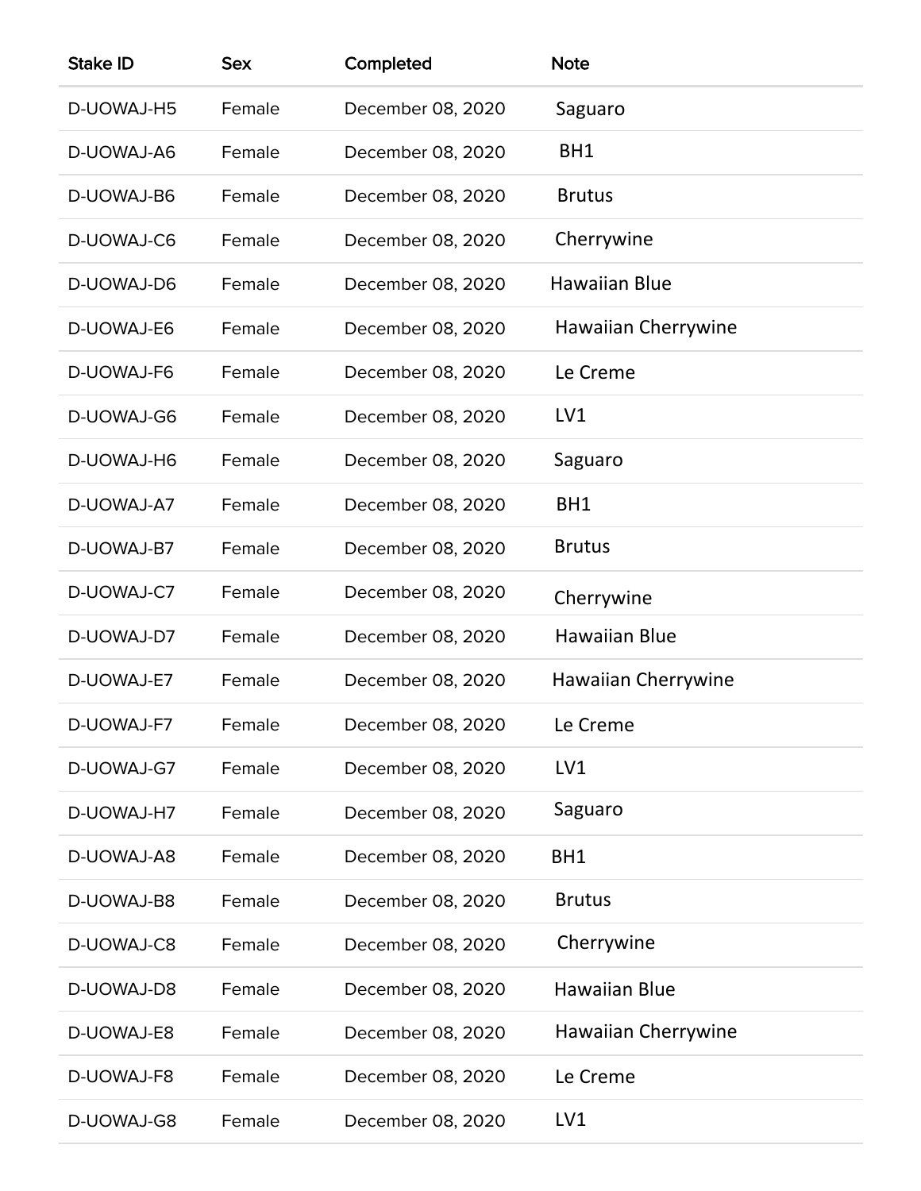| Stake ID | Sex | Completed | Note |
| --- | --- | --- | --- |
| D-UOWAJ-H5 | Female | December 08, 2020 | Saguaro |
| D-UOWAJ-A6 | Female | December 08, 2020 | BH1 |
| D-UOWAJ-B6 | Female | December 08, 2020 | Brutus |
| D-UOWAJ-C6 | Female | December 08, 2020 | Cherrywine |
| D-UOWAJ-D6 | Female | December 08, 2020 | Hawaiian Blue |
| D-UOWAJ-E6 | Female | December 08, 2020 | Hawaiian Cherrywine |
| D-UOWAJ-F6 | Female | December 08, 2020 | Le Creme |
| D-UOWAJ-G6 | Female | December 08, 2020 | LV1 |
| D-UOWAJ-H6 | Female | December 08, 2020 | Saguaro |
| D-UOWAJ-A7 | Female | December 08, 2020 | BH1 |
| D-UOWAJ-B7 | Female | December 08, 2020 | Brutus |
| D-UOWAJ-C7 | Female | December 08, 2020 | Cherrywine |
| D-UOWAJ-D7 | Female | December 08, 2020 | Hawaiian Blue |
| D-UOWAJ-E7 | Female | December 08, 2020 | Hawaiian Cherrywine |
| D-UOWAJ-F7 | Female | December 08, 2020 | Le Creme |
| D-UOWAJ-G7 | Female | December 08, 2020 | LV1 |
| D-UOWAJ-H7 | Female | December 08, 2020 | Saguaro |
| D-UOWAJ-A8 | Female | December 08, 2020 | BH1 |
| D-UOWAJ-B8 | Female | December 08, 2020 | Brutus |
| D-UOWAJ-C8 | Female | December 08, 2020 | Cherrywine |
| D-UOWAJ-D8 | Female | December 08, 2020 | Hawaiian Blue |
| D-UOWAJ-E8 | Female | December 08, 2020 | Hawaiian Cherrywine |
| D-UOWAJ-F8 | Female | December 08, 2020 | Le Creme |
| D-UOWAJ-G8 | Female | December 08, 2020 | LV1 |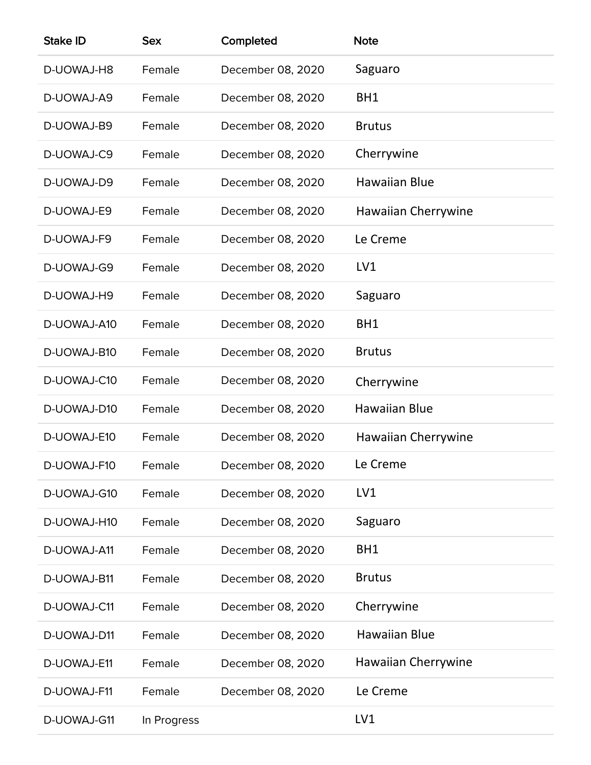| Stake ID | Sex | Completed | Note |
|---|---|---|---|
| D-UOWAJ-H8 | Female | December 08, 2020 | Saguaro |
| D-UOWAJ-A9 | Female | December 08, 2020 | BH1 |
| D-UOWAJ-B9 | Female | December 08, 2020 | Brutus |
| D-UOWAJ-C9 | Female | December 08, 2020 | Cherrywine |
| D-UOWAJ-D9 | Female | December 08, 2020 | Hawaiian Blue |
| D-UOWAJ-E9 | Female | December 08, 2020 | Hawaiian Cherrywine |
| D-UOWAJ-F9 | Female | December 08, 2020 | Le Creme |
| D-UOWAJ-G9 | Female | December 08, 2020 | LV1 |
| D-UOWAJ-H9 | Female | December 08, 2020 | Saguaro |
| D-UOWAJ-A10 | Female | December 08, 2020 | BH1 |
| D-UOWAJ-B10 | Female | December 08, 2020 | Brutus |
| D-UOWAJ-C10 | Female | December 08, 2020 | Cherrywine |
| D-UOWAJ-D10 | Female | December 08, 2020 | Hawaiian Blue |
| D-UOWAJ-E10 | Female | December 08, 2020 | Hawaiian Cherrywine |
| D-UOWAJ-F10 | Female | December 08, 2020 | Le Creme |
| D-UOWAJ-G10 | Female | December 08, 2020 | LV1 |
| D-UOWAJ-H10 | Female | December 08, 2020 | Saguaro |
| D-UOWAJ-A11 | Female | December 08, 2020 | BH1 |
| D-UOWAJ-B11 | Female | December 08, 2020 | Brutus |
| D-UOWAJ-C11 | Female | December 08, 2020 | Cherrywine |
| D-UOWAJ-D11 | Female | December 08, 2020 | Hawaiian Blue |
| D-UOWAJ-E11 | Female | December 08, 2020 | Hawaiian Cherrywine |
| D-UOWAJ-F11 | Female | December 08, 2020 | Le Creme |
| D-UOWAJ-G11 | In Progress | | LV1 |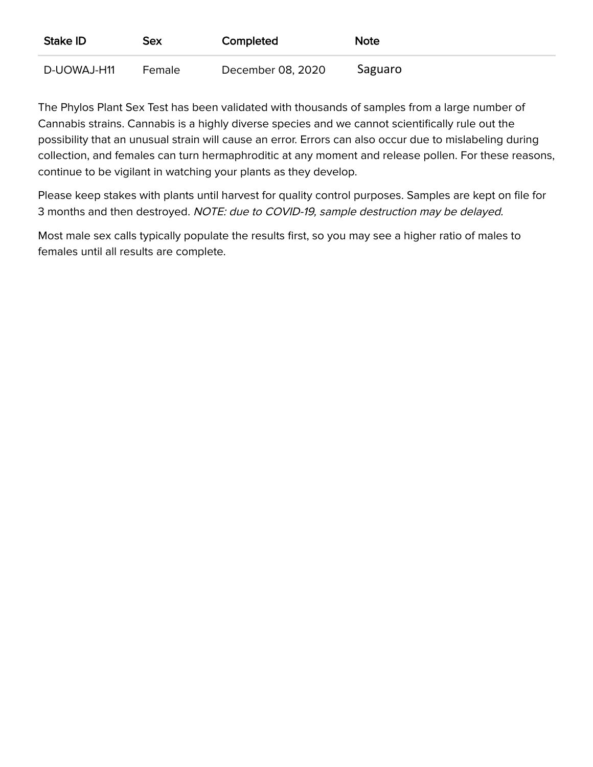| Stake ID | Sex | Completed | Note |
| --- | --- | --- | --- |
| D-UOWAJ-H11 | Female | December 08, 2020 | Saguaro |

The Phylos Plant Sex Test has been validated with thousands of samples from a large number of Cannabis strains. Cannabis is a highly diverse species and we cannot scientifically rule out the possibility that an unusual strain will cause an error. Errors can also occur due to mislabeling during collection, and females can turn hermaphroditic at any moment and release pollen. For these reasons, continue to be vigilant in watching your plants as they develop.

Please keep stakes with plants until harvest for quality control purposes. Samples are kept on file for 3 months and then destroyed. *NOTE: due to COVID-19, sample destruction may be delayed.*

Most male sex calls typically populate the results first, so you may see a higher ratio of males to females until all results are complete.